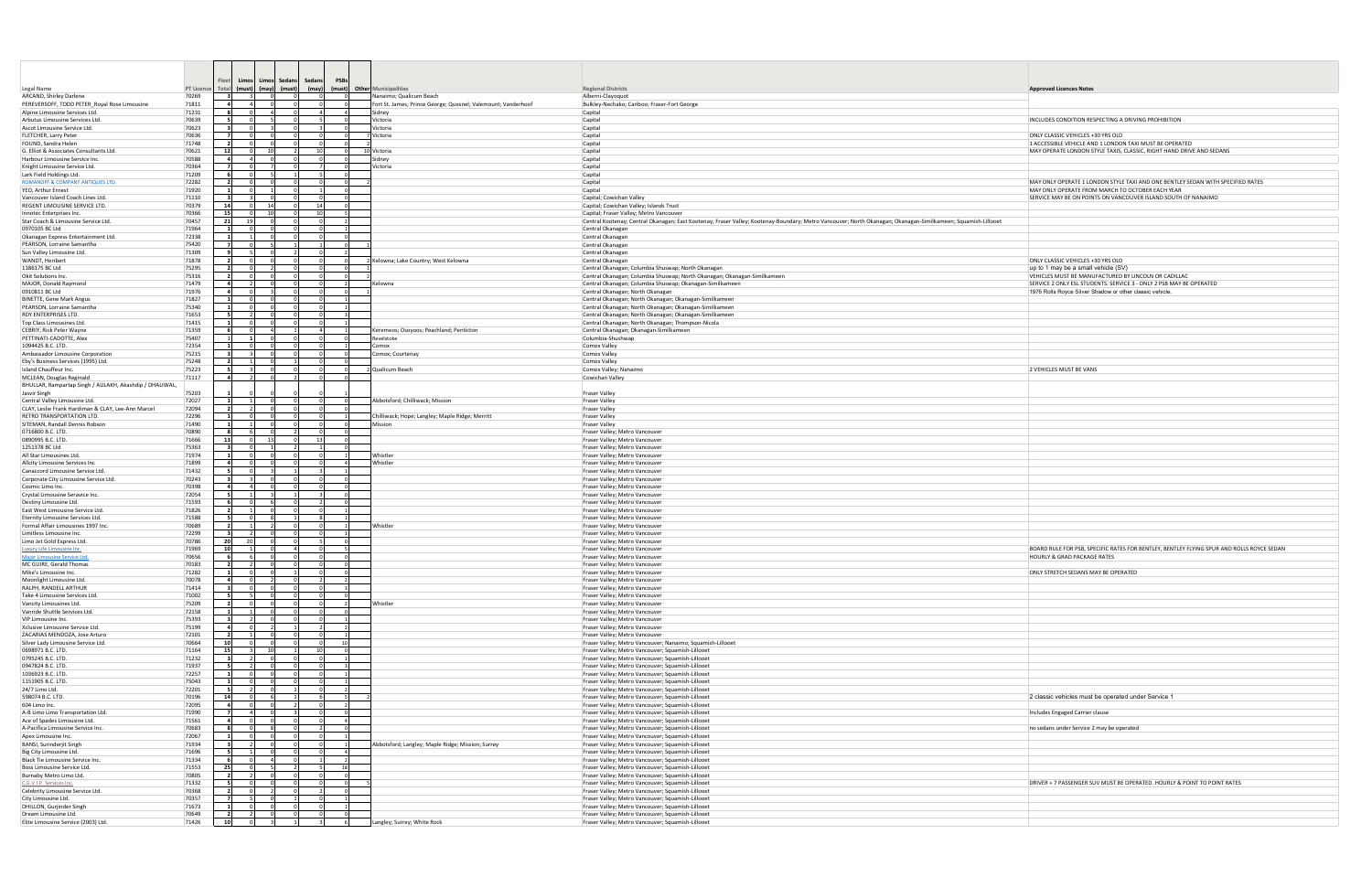| Legal Name | PT Licence | Fleet Total | Limos (must) | Limos (may) | Sedans (must) | Sedans (may) | PSBs (must) | Other | Municipalities | Regional Districts | Approved Licences Notes |
|---|---|---|---|---|---|---|---|---|---|---|---|
| ARCAND, Shirley Darlene | 70269 | 3 | 3 | 0 | 0 | 0 | 0 | | Nanaimo; Qualicum Beach | Alberni-Clayoquot | |
| PEREVERSOFF, TODD PETER_Royal Rose Limousine | 71811 | 4 | 4 | 0 | 0 | 0 | 0 | | Fort St. James; Prince George; Quesnel; Valemount; Vanderhoof | Bulkley-Nechako; Cariboo; Fraser-Fort George | |
| Alpine Limousine Services Ltd. | 71231 | 8 | 0 | 4 | 0 | 4 | 4 | | Sidney | Capital | |
| Arbutus Limousine Services Ltd. | 70639 | 5 | 0 | 5 | 0 | 5 | 0 | | Victoria | Capital | INCLUDES CONDITION RESPECTING A DRIVING PROHIBITION |
| Ascot Limousine Service Ltd. | 70623 | 3 | 0 | 3 | 0 | 3 | 0 | | Victoria | Capital | |
| FLETCHER, Larry Peter | 70636 | 7 | 0 | 0 | 0 | 0 | 0 | 7 | Victoria | Capital | ONLY CLASSIC VEHICLES +30 YRS OLD |
| FOUND, Sandra Helen | 71748 | 2 | 0 | 0 | 0 | 0 | 0 | 2 | | Capital | 1 ACCESSIBLE VEHICLE AND 1 LONDON TAXI MUST BE OPERATED |
| G. Elliot & Associates Consultants Ltd. | 70621 | 12 | 0 | 10 | 2 | 10 | 0 | 10 | Victoria | Capital | MAY OPERATE LONDON STYLE TAXIS, CLASSIC, RIGHT HAND DRIVE AND SEDANS |
| Harbour Limousine Service Inc. | 70588 | 4 | 4 | 0 | 0 | 0 | 0 | | Sidney | Capital | |
| Knight Limousine Service Ltd. | 70364 | 7 | 0 | 7 | 0 | 7 | 0 | | Victoria | Capital | |
| Lark Field Holdings Ltd. | 71209 | 6 | 0 | 5 | 1 | 5 | 0 | | | Capital | |
| ROMANOFF & COMPANY ANTIQUES LTD. | 72282 | 2 | 0 | 0 | 0 | 0 | 0 | 2 | | Capital | MAY ONLY OPERATE 1 LONDON STYLE TAXI AND ONE BENTLEY SEDAN WITH SPECIFIED RATES |
| YEO, Arthur Ernest | 71920 | 1 | 0 | 1 | 0 | 1 | 0 | | | Capital | MAY ONLY OPERATE FROM MARCH TO OCTOBER EACH YEAR |
| Vancouver Island Coach Lines Ltd. | 71110 | 3 | 3 | 0 | 0 | 0 | 0 | | | Capital; Cowichan Valley | SERVICE MAY BE ON POINTS ON VANCOUVER ISLAND SOUTH OF NANAIMO |
| REGENT LIMOUSINE SERVICE LTD. | 70379 | 14 | 0 | 14 | 0 | 14 | 0 | | | Capital; Cowichan Valley; Islands Trust | |
| Innotec Enterprises Inc. | 70366 | 15 | 0 | 10 | 0 | 10 | 5 | | | Capital; Fraser Valley; Metro Vancouver | |
| Star Coach & Limousine Service Ltd. | 70457 | 21 | 19 | 0 | 0 | 0 | 2 | | | Central Kootenay; Central Okanagan; East Kootenay; Fraser Valley; Kootenay-Boundary; Metro Vancouver; North Okanagan; Okanagan-Similkameen; Squamish-Lillooet | |
| 0970105 BC Ltd | 71964 | 1 | 0 | 0 | 0 | 0 | 1 | | | Central Okanagan | |
| Okanagan Express Entertainment Ltd. | 72338 | 1 | 1 | 0 | 0 | 0 | 0 | | | Central Okanagan | |
| PEARSON, Lorraine Samantha | 75420 | 7 | 0 | 5 | 1 | 1 | 0 | 1 | | Central Okanagan | |
| Sun Valley Limousine Ltd. | 71309 | 9 | 5 | 0 | 2 | 0 | 2 | | | Central Okanagan | |
| WANDT, Heribert | 71878 | 2 | 0 | 0 | 0 | 0 | 0 | 2 | Kelowna; Lake Country; West Kelowna | Central Okanagan | ONLY CLASSIC VEHICLES +30 YRS OLD |
| 1186175 BC Ltd | 75295 | 2 | 0 | 2 | 0 | 0 | 0 | 1 | | Central Okanagan; Columbia Shuswap; North Okanagan | up to 1 may be a small vehicle (SV) |
| Okit Solutions Inc. | 75316 | 2 | 0 | 0 | 0 | 0 | 0 | 2 | | Central Okanagan; Columbia Shuswap; North Okanagan; Okanagan-Similkameen | VEHICLES MUST BE MANUFACTURED BY LINCOLN OR CADILLAC |
| MAJOR, Donald Raymond | 71479 | 4 | 2 | 0 | 0 | 0 | 2 | | Kelowna | Central Okanagan; Columbia Shuswap; Okanagan-Similkameen | SERVICE 2 ONLY ESL STUDENTS. SERVICE 3 - ONLY 2 PSB MAY BE OPERATED |
| 0910811 BC Ltd | 71976 | 4 | 0 | 3 | 0 | 0 | 0 | 1 | | Central Okanagan; North Okanagan | 1976 Rolls Royce Silver Shadow or other classic vehicle. |
| BINETTE, Gene Mark Angus | 71827 | 1 | 0 | 0 | 0 | 0 | 1 | | | Central Okanagan; North Okanagan; Okanagan-Similkameen | |
| PEARSON, Lorraine Samantha | 75340 | 1 | 0 | 0 | 0 | 0 | 1 | | | Central Okanagan; North Okanagan; Okanagan-Similkameen | |
| RDY ENTERPRISES LTD. | 71653 | 5 | 2 | 0 | 0 | 0 | 3 | | | Central Okanagan; North Okanagan; Okanagan-Similkameen | |
| Top Class Limousines Ltd. | 71415 | 1 | 0 | 0 | 0 | 0 | 1 | | | Central Okanagan; North Okanagan; Thompson-Nicola | |
| CEBRIY, Rick Peter Wayne | 71359 | 6 | 0 | 4 | 1 | 4 | 1 | | Keremeos; Osoyoos; Peachland; Penticton | Central Okanagan; Okanagan-Similkameen | |
| PETTINATI-CADOTTE, Alex | 75407 | 1 | 1 | 0 | 0 | 0 | 0 | | Revelstoke | Columbia-Shushwap | |
| 1094425 B.C. LTD. | 72354 | 1 | 0 | 0 | 0 | 0 | 1 | | Comox | Comox Valley | |
| Ambassador Limousine Corporation | 75215 | 3 | 3 | 0 | 0 | 0 | 0 | | Comox; Courtenay | Comox Valley | |
| Eby's Business Services (1995) Ltd. | 75248 | 2 | 1 | 0 | 1 | 0 | 0 | | | Comox Valley | |
| Island Chauffeur Inc. | 75223 | 5 | 3 | 0 | 0 | 0 | 0 | 2 | Qualicum Beach | Comox Valley; Nanaimo | 2 VEHICLES MUST BE VANS |
| MCLEAN, Douglas Reginald | 71117 | 4 | 2 | 0 | 2 | 0 | 0 | | | Cowichan Valley | |
| BHULLAR, Rampartap Singh / AULAKH, Akashdip / DHALIWAL, Jasvir Singh | 75203 | 1 | 0 | 0 | 0 | 0 | 1 | | | Fraser Valley | |
| Central Valley Limousine Ltd. | 72027 | 1 | 1 | 0 | 0 | 0 | 0 | | Abbotsford; Chilliwack; Mission | Fraser Valley | |
| CLAY, Leslie Frank Hardiman & CLAY, Lee-Ann Marcel | 72094 | 2 | 2 | 0 | 0 | 0 | 0 | | | Fraser Valley | |
| RETRO TRANSPORTATION LTD. | 72296 | 1 | 0 | 0 | 0 | 0 | 1 | | Chilliwack; Hope; Langley; Maple Ridge; Merritt | Fraser Valley | |
| SITEMAN, Randall Dennis Robson | 71490 | 1 | 1 | 0 | 0 | 0 | 0 | | Mission | Fraser Valley | |
| 0716800 B.C. LTD. | 70890 | 8 | 6 | 0 | 2 | 0 | 0 | | | Fraser Valley; Metro Vancouver | |
| 0890995 B.C. LTD. | 71666 | 13 | 0 | 13 | 0 | 13 | 0 | | | Fraser Valley; Metro Vancouver | |
| 1251378 BC Ltd | 75363 | 3 | 0 | 1 | 2 | 1 | 0 | | | Fraser Valley; Metro Vancouver | |
| All Star Limousines Ltd. | 71974 | 1 | 0 | 0 | 0 | 0 | 1 | | Whistler | Fraser Valley; Metro Vancouver | |
| Allcity Limousine Services Inc | 71899 | 4 | 0 | 0 | 0 | 0 | 4 | | Whistler | Fraser Valley; Metro Vancouver | |
| Canaccord Limousine Service Ltd. | 71432 | 5 | 0 | 3 | 1 | 3 | 1 | | | Fraser Valley; Metro Vancouver | |
| Corporate City Limousine Service Ltd. | 70243 | 3 | 3 | 0 | 0 | 0 | 0 | | | Fraser Valley; Metro Vancouver | |
| Cosmic Limo Inc. | 70398 | 4 | 4 | 0 | 0 | 0 | 0 | | | Fraser Valley; Metro Vancouver | |
| Crystal Limousine Seravice Inc. | 72054 | 5 | 1 | 3 | 1 | 3 | 0 | | | Fraser Valley; Metro Vancouver | |
| Destiny Limousine Ltd. | 71593 | 6 | 0 | 6 | 0 | 2 | 0 | | | Fraser Valley; Metro Vancouver | |
| East West Limousine Service Ltd. | 71826 | 2 | 1 | 0 | 0 | 0 | 1 | | | Fraser Valley; Metro Vancouver | |
| Eternity Limousine Services Ltd. | 71588 | 5 | 0 | 8 | 1 | 8 | 1 | | | Fraser Valley; Metro Vancouver | |
| Formal Affair Limousines 1997 Inc. | 70689 | 2 | 1 | 2 | 0 | 0 | 1 | | Whistler | Fraser Valley; Metro Vancouver | |
| Limitless Limousine Inc. | 72299 | 3 | 2 | 0 | 0 | 0 | 1 | | | Fraser Valley; Metro Vancouver | |
| Limo Jet Gold Express Ltd. | 70786 | 20 | 20 | 0 | 0 | 5 | 0 | | | Fraser Valley; Metro Vancouver | |
| Luxury Life Limousine Inc. | 71969 | 10 | 1 | 0 | 4 | 0 | 5 | | | Fraser Valley; Metro Vancouver | BOARD RULE FOR PSB, SPECIFIC RATES FOR BENTLEY, BENTLEY FLYING SPUR AND ROLLS ROYCE SEDAN |
| Major Limousine Service Ltd. | 70656 | 6 | 6 | 0 | 0 | 0 | 0 | | | Fraser Valley; Metro Vancouver | HOURLY & GRAD PACKAGE RATES |
| MC GUIRE, Gerald Thomas | 70183 | 2 | 2 | 0 | 0 | 0 | 0 | | | Fraser Valley; Metro Vancouver | |
| Mike's Limousine Inc. | 71282 | 1 | 0 | 0 | 1 | 0 | 0 | | | Fraser Valley; Metro Vancouver | ONLY STRETCH SEDANS MAY BE OPERATED |
| Moonlight Limousine Ltd. | 70078 | 4 | 0 | 2 | 0 | 2 | 2 | | | Fraser Valley; Metro Vancouver | |
| RALPH, RANDELL ARTHUR | 71414 | 3 | 0 | 0 | 0 | 0 | 3 | | | Fraser Valley; Metro Vancouver | |
| Take 4 Limousine Services Ltd. | 71002 | 5 | 5 | 0 | 0 | 0 | 0 | | | Fraser Valley; Metro Vancouver | |
| Vancity Limousines Ltd. | 75209 | 2 | 0 | 0 | 0 | 0 | 2 | | Whistler | Fraser Valley; Metro Vancouver | |
| Vanride Shuttle Services Ltd. | 72158 | 1 | 1 | 0 | 0 | 0 | 0 | | | Fraser Valley; Metro Vancouver | |
| VIP Limousine Inc. | 75393 | 3 | 2 | 0 | 0 | 0 | 1 | | | Fraser Valley; Metro Vancouver | |
| Xclusive Limousine Service Ltd. | 75199 | 4 | 0 | 2 | 1 | 2 | 1 | | | Fraser Valley; Metro Vancouver | |
| ZACARIAS MENDOZA, Jose Arturo | 72101 | 2 | 1 | 0 | 0 | 0 | 1 | | | Fraser Valley; Metro Vancouver | |
| Silver Lady Limousine Service Ltd. | 70664 | 10 | 0 | 0 | 0 | 0 | 10 | | | Fraser Valley; Metro Vancouver; Nanaimo; Squamish-Lillooet | |
| 0698971 B.C. LTD. | 71164 | 15 | 3 | 10 | 1 | 10 | 0 | | | Fraser Valley; Metro Vancouver; Squamish-Lillooet | |
| 0795245 B.C. LTD. | 71232 | 3 | 2 | 0 | 0 | 0 | 1 | | | Fraser Valley; Metro Vancouver; Squamish-Lillooet | |
| 0947824 B.C. LTD. | 71937 | 5 | 2 | 0 | 0 | 0 | 3 | | | Fraser Valley; Metro Vancouver; Squamish-Lillooet | |
| 1036923 B.C. LTD. | 72257 | 1 | 0 | 0 | 0 | 0 | 1 | | | Fraser Valley; Metro Vancouver; Squamish-Lillooet | |
| 1151905 B.C. LTD. | 75043 | 1 | 0 | 0 | 0 | 0 | 1 | | | Fraser Valley; Metro Vancouver; Squamish-Lillooet | |
| 24/7 Limo Ltd. | 72201 | 5 | 2 | 0 | 1 | 0 | 2 | | | Fraser Valley; Metro Vancouver; Squamish-Lillooet | |
| 598074 B.C. LTD. | 70196 | 14 | 0 | 6 | 1 | 6 | 5 | 2 | | Fraser Valley; Metro Vancouver; Squamish-Lillooet | 2 classic vehicles must be operated under Service 1 |
| 604 Limo Inc. | 72095 | 4 | 0 | 0 | 2 | 0 | 2 | | | Fraser Valley; Metro Vancouver; Squamish-Lillooet | |
| A-B Limo Limo Transportation Ltd. | 71990 | 7 | 4 | 0 | 3 | 0 | 0 | | | Fraser Valley; Metro Vancouver; Squamish-Lillooet | Includes Engaged Carrier clause |
| Ace of Spades Limousine Ltd. | 71561 | 4 | 0 | 0 | 0 | 0 | 4 | | | Fraser Valley; Metro Vancouver; Squamish-Lillooet | |
| A-Pacifica Limousine Service Inc. | 70683 | 8 | 0 | 8 | 0 | 2 | 0 | | | Fraser Valley; Metro Vancouver; Squamish-Lillooet | no sedans under Service 2 may be operated |
| Apex Limousine Inc. | 72067 | 1 | 0 | 0 | 0 | 0 | 1 | | | Fraser Valley; Metro Vancouver; Squamish-Lillooet | |
| BANSI, Surinderjit Singh | 71934 | 3 | 2 | 0 | 0 | 0 | 1 | | Abbotsford; Langley; Maple Ridge; Mission; Surrey | Fraser Valley; Metro Vancouver; Squamish-Lillooet | |
| Big City Limousine Ltd. | 71696 | 5 | 1 | 0 | 0 | 0 | 4 | | | Fraser Valley; Metro Vancouver; Squamish-Lillooet | |
| Black Tie Limousine Service Inc. | 71334 | 6 | 0 | 4 | 0 | 1 | 2 | | | Fraser Valley; Metro Vancouver; Squamish-Lillooet | |
| Boss Limousine Service Ltd. | 71553 | 25 | 0 | 5 | 2 | 5 | 18 | | | Fraser Valley; Metro Vancouver; Squamish-Lillooet | |
| Burnaby Metro Limo Ltd. | 70805 | 2 | 2 | 0 | 0 | 0 | 0 | | | Fraser Valley; Metro Vancouver; Squamish-Lillooet | |
| C.G.V.I.P. Services Inc. | 71332 | 5 | 0 | 0 | 0 | 0 | 0 | 5 | | Fraser Valley; Metro Vancouver; Squamish-Lillooet | DRIVER + 7 PASSENGER SUV MUST BE OPERATED. HOURLY & POINT TO POINT RATES |
| Celebrity Limousine Service Ltd. | 70368 | 2 | 0 | 2 | 0 | 2 | 0 | | | Fraser Valley; Metro Vancouver; Squamish-Lillooet | |
| City Limousine Ltd. | 70357 | 7 | 5 | 0 | 1 | 0 | 1 | | | Fraser Valley; Metro Vancouver; Squamish-Lillooet | |
| DHILLON, Gurjinder Singh | 71673 | 1 | 0 | 0 | 0 | 0 | 1 | | | Fraser Valley; Metro Vancouver; Squamish-Lillooet | |
| Dream Limousine Ltd. | 70649 | 2 | 2 | 0 | 0 | 0 | 0 | | | Fraser Valley; Metro Vancouver; Squamish-Lillooet | |
| Elite Limousine Service (2003) Ltd. | 71426 | 10 | 0 | 3 | 1 | 3 | 6 | | Langley; Surrey; White Rock | Fraser Valley; Metro Vancouver; Squamish-Lillooet | |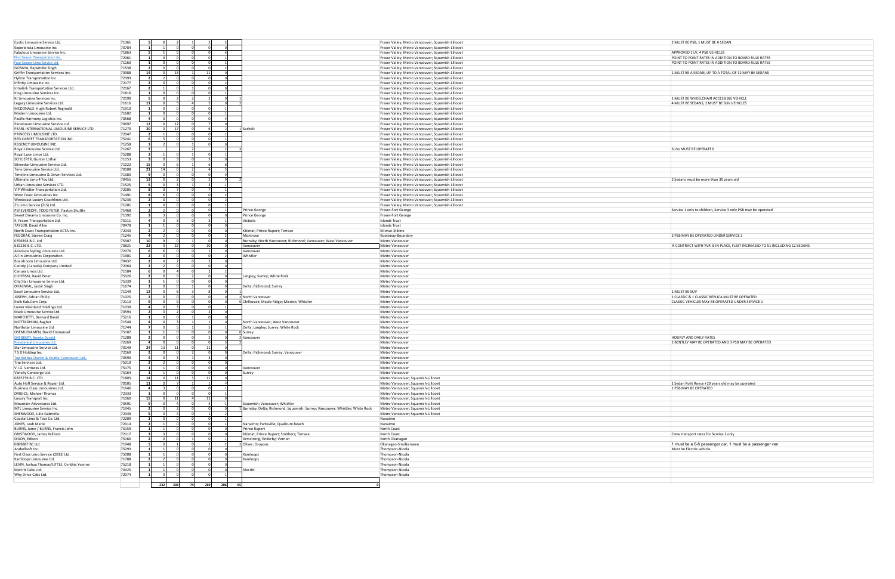| | | | | | | | | | | | |
|---|---|---|---|---|---|---|---|---|---|---|---|
| Exotic Limousine Service Ltd. | 71361 | 5 | 0 | 2 | 1 | 2 | 2 | | | Fraser Valley; Metro Vancouver; Squamish-Lillooet | 2 MUST BE PSB, 1 MUST BE A SEDAN |
| Experiencia Limousine Inc. | 70784 | 1 | 1 | 0 | 0 | 0 | 0 | | | Fraser Valley; Metro Vancouver; Squamish-Lillooet | |
| Fabulous Limousine Service Inc. | 71863 | 5 | 1 | 0 | 0 | 0 | 4 | | | Fraser Valley; Metro Vancouver; Squamish-Lillooet | APPROVED 1 LV, 4 PSB VEHICLES |
| First Season Transportation Inc. | 72061 | 1 | 0 | 0 | 0 | 0 | 1 | | | Fraser Valley; Metro Vancouver; Squamish-Lillooet | POINT TO POINT RATES IN ADDITION TO BOARD RULE RATES |
| Four Season Limo Service Ltd. | 71163 | 1 | 0 | 0 | 0 | 0 | 1 | | | Fraser Valley; Metro Vancouver; Squamish-Lillooet | POINT TO POINT RATES IN ADDITION TO BOARD RULE RATES |
| GORAYA, Rajwinder Singh | 71538 | 2 | 0 | 0 | 0 | 0 | 2 | | | Fraser Valley; Metro Vancouver; Squamish-Lillooet | |
| Griffin Transportation Services Inc. | 70988 | 14 | 0 | 13 | 1 | 11 | 0 | | | Fraser Valley; Metro Vancouver; Squamish-Lillooet | 1 MUST BE A SEDAN, UP TO A TOTAL OF 12 MAY BE SEDANS |
| Hylton Transportation Inc | 72393 | 2 | 2 | 0 | 0 | 0 | 0 | | | Fraser Valley; Metro Vancouver; Squamish-Lillooet | |
| Infinity Limousine Inc. | 72177 | 2 | 0 | 0 | 0 | 0 | 2 | | | Fraser Valley; Metro Vancouver; Squamish-Lillooet | |
| Intralink Transportation Services Ltd. | 72167 | 2 | 1 | 0 | 1 | 0 | 0 | | | Fraser Valley; Metro Vancouver; Squamish-Lillooet | |
| King Limousine Services Inc. | 71816 | 1 | 0 | 0 | 0 | 0 | 1 | | | Fraser Valley; Metro Vancouver; Squamish-Lillooet | |
| KJ Limousine Services Inc. | 72190 | 5 | 0 | 2 | 2 | 2 | 0 | 1 | | Fraser Valley; Metro Vancouver; Squamish-Lillooet | 1 MUST BE WHEELCHAIR ACCESSIBLE VEHICLE |
| Legacy Limousine Services Ltd. | 71616 | 11 | 0 | 5 | 4 | 5 | 0 | 2 | | Fraser Valley; Metro Vancouver; Squamish-Lillooet | 4 MUST BE SEDANS, 2 MUST BE SUV VEHICLES |
| MCDONALD, Hugh Robert Reginald | 71910 | 1 | 0 | 0 | 0 | 0 | 1 | | | Fraser Valley; Metro Vancouver; Squamish-Lillooet | |
| Modern Limousine Ltd. | 71602 | 1 | 0 | 0 | 0 | 0 | 1 | | | Fraser Valley; Metro Vancouver; Squamish-Lillooet | |
| Pacific Harmony Logistics Inc. | 70568 | 4 | 0 | 0 | 0 | 0 | 4 | | | Fraser Valley; Metro Vancouver; Squamish-Lillooet | |
| Paramount Limousine Service Ltd. | 70697 | 12 | 0 | 12 | 0 | 7 | 0 | | | Fraser Valley; Metro Vancouver; Squamish-Lillooet | |
| PEARL INTERNATIONAL LIMOUSINE SERVICE LTD. | 71270 | 20 | 0 | 17 | 0 | 6 | 2 | 1 | Sechelt | Fraser Valley; Metro Vancouver; Squamish-Lillooet | |
| PRINCESS LIMOUSINE LTD. | 72047 | 2 | 1 | 0 | 0 | 0 | 1 | | | Fraser Valley; Metro Vancouver; Squamish-Lillooet | |
| RED CARPET TRANSPORTATION INC. | 75241 | 6 | 5 | 0 | 0 | 0 | 1 | | | Fraser Valley; Metro Vancouver; Squamish-Lillooet | |
| REGENCY LIMOUSINE INC. | 71258 | 3 | 2 | 0 | 1 | 0 | 0 | | | Fraser Valley; Metro Vancouver; Squamish-Lillooet | |
| Royal Limousine Service Ltd. | 71267 | 7 | | | 2 | | 2 | 3 | | Fraser Valley; Metro Vancouver; Squamish-Lillooet | SUVs MUST BE OPERATED |
| Royal Luxe Limos Ltd. | 75288 | 3 | 1 | 0 | 1 | 0 | 1 | | | Fraser Valley; Metro Vancouver; Squamish-Lillooet | |
| SCHLIEPER, Gunter Lothar | 71153 | 3 | 0 | 3 | 0 | 3 | 0 | | | Fraser Valley; Metro Vancouver; Squamish-Lillooet | |
| Silverstar Limousine Service Ltd. | 71022 | 15 | 0 | 6 | 1 | 6 | 8 | | | Fraser Valley; Metro Vancouver; Squamish-Lillooet | |
| Time Limousine Service Ltd. | 70108 | 21 | 14 | 0 | 2 | 4 | 5 | | | Fraser Valley; Metro Vancouver; Squamish-Lillooet | |
| Timeline Limousine & Driver Services Ltd. | 71383 | 9 | 0 | 0 | 0 | 0 | 9 | | | Fraser Valley; Metro Vancouver; Squamish-Lillooet | |
| Ultimate Limo 4 You Ltd. | 70455 | 13 | 0 | 2 | 0 | 2 | 9 | 2 | | Fraser Valley; Metro Vancouver; Squamish-Lillooet | 2 Sedans must be more than 30 years old |
| Urban Limousine Services LTD. | 71525 | 5 | 0 | 3 | 1 | 3 | 1 | | | Fraser Valley; Metro Vancouver; Squamish-Lillooet | |
| VIP Whistler Transportation Ltd. | 72005 | 8 | 0 | 7 | 0 | 7 | 1 | | | Fraser Valley; Metro Vancouver; Squamish-Lillooet | |
| West Coast Limousines Inc. | 71491 | 8 | 6 | 0 | 0 | 0 | 2 | | | Fraser Valley; Metro Vancouver; Squamish-Lillooet | |
| Westcoast Luxury Coachlines Ltd. | 75236 | 2 | 0 | 0 | 0 | 0 | 2 | | | Fraser Valley; Metro Vancouver; Squamish-Lillooet | |
| Z's Limo Service (ZLS) Ltd. | 71201 | 1 | 0 | 0 | 0 | 0 | 1 | | | Fraser Valley; Metro Vancouver; Squamish-Lillooet | |
| PEREVERSOFF, TODD PETER_Paxton Shuttle | 71468 | 3 | 2 | 0 | 0 | 0 | 1 | | Prince George | Fraser-Fort George | Service 1 only to children, Service 3 only PSB may be operated |
| Sweet Dreams Limousine Co. Inc. | 71392 | 3 | 3 | 0 | 0 | 0 | 0 | | Prince George | Fraser-Fort George | |
| K. Fraser Transportation Ltd. | 75111 | 4 | 0 | 3 | 0 | 3 | 1 | | Victoria | Islands Trust | |
| TAYLOR, David Allen | 70478 | 1 | 1 | 0 | 0 | 0 | 0 | | | Islands Trust | |
| North Coast Transportation ACTA-Inc. | 72040 | 2 | 2 | 0 | 0 | 0 | 0 | | Kitimat; Prince Rupert; Terrace | Kitimat-Stikine | |
| FEDORAK, Steven Craig | 71245 | 4 | 2 | 0 | 0 | 0 | 2 | | Montrose | Kootenay-Boundary | 2 PSB MAY BE OPERATED UNDER SERVICE 2 |
| 0796394 B.C. Ltd. | 75307 | 10 | 9 | 0 | 1 | 0 | 0 | | Burnaby; North Vancouver; Richmond; Vancouver; West Vancouver | Metro Vancouver | |
| 632226 B.C. LTD. | 70821 | 22 | 0 | 22 | 0 | 10 | 0 | | Vancouver | Metro Vancouver | IF CONTRACT WITH YVR IS IN PLACE, FLEET INCREASED TO 51 INCLUDING 12 SEDANS |
| Absolute Styling Limousine Ltd. | 72076 | 6 | 6 | 0 | 0 | 1 | 0 | | Vancouver | Metro Vancouver | |
| All In Limousines Corporation | 71901 | 2 | 0 | 0 | 0 | 0 | 2 | | Whistler | Metro Vancouver | |
| Boardroom Limousine Ltd. | 70432 | 2 | 0 | 2 | 0 | 2 | 0 | | | Metro Vancouver | |
| Cantrip (Canada) Company Limited | 72064 | 2 | 2 | 0 | 0 | 0 | 0 | | | Metro Vancouver | |
| Canusa Limos Ltd. | 71584 | 6 | 0 | 4 | 0 | 2 | 2 | | | Metro Vancouver | |
| CICIERSKI, David Peter | 75326 | 2 | 0 | 0 | 2 | 0 | 0 | | Langley; Surrey; White Rock | Metro Vancouver | |
| City Star Limousine Service Ltd. | 75339 | 1 | 1 | 0 | 0 | 0 | 0 | | | Metro Vancouver | |
| DHALIWAL, Jasbir Singh | 71674 | 1 | 0 | 0 | 1 | 0 | 0 | | Delta; Richmond; Surrey | Metro Vancouver | |
| Excel Limousine Service Ltd. | 71149 | 12 | 0 | 8 | 3 | 8 | 0 | 1 | | Metro Vancouver | 1 MUST BE SUV |
| JOSEPH, Adrian Philip | 71025 | 2 | 0 | 0 | 0 | 0 | 0 | 2 | North Vancouver | Metro Vancouver | 1 CLASSIC & 1 CLASSIC REPLICA MUST BE OPERATED |
| Kwik Kab.Com Corp. | 72110 | 9 | 0 | 9 | 0 | 0 | 0 | 9 | Chilliwack; Maple Ridge; Mission; Whistler | Metro Vancouver | CLASSIC VEHICLES MAY BE OPERATED UNDER SERVICE 1 |
| Lower Mainland Holdings Ltd. | 71039 | 4 | 0 | 3 | 0 | 0 | 1 | | | Metro Vancouver | |
| Mack Limousine Service Ltd. | 70594 | 2 | 0 | 2 | 0 | 2 | 0 | | | Metro Vancouver | |
| MARCHETTI, Bernard David | 75216 | 1 | 0 | 0 | 1 | 0 | 0 | | | Metro Vancouver | |
| MOTTAGHIAN, Bagher | 71548 | 4 | 0 | 3 | 1 | 1 | 0 | | North Vancouver; West Vancouver | Metro Vancouver | |
| Northstar Limousine Ltd. | 71744 | 7 | 0 | 5 | 1 | 5 | 1 | | Delta; Langley; Surrey; White Rock | Metro Vancouver | |
| OSEMUDIAMEN, David Emmanuel | 75187 | 1 | 1 | 0 | 0 | 0 | 0 | 0 | Surrey | Metro Vancouver | |
| OXENBURY, Brooke Donald | 71288 | 2 | 0 | 0 | 0 | 2 | 0 | 2 | Vancouver | Metro Vancouver | HOURLY AND DAILY RATES |
| Presidential Limousines Ltd. | 72269 | 4 | 0 | 0 | 0 | 0 | 2 | 2 | | Metro Vancouver | 2 BENTLEY MAY BE OPERATED AND 3 PSB MAY BE OPERATED |
| Star Limousine Service Ltd. | 70149 | 24 | 13 | 11 | 0 | 11 | 0 | | | Metro Vancouver | |
| T S D Holding Inc. | 72169 | 2 | 0 | 0 | 2 | 0 | 0 | | Delta; Richmond; Surrey; Vancouver | Metro Vancouver | |
| Top Hat Bus Charter & Shuttle (Vancouver) Ltd. | 70590 | 4 | 0 | 3 | 1 | 3 | 0 | | | Metro Vancouver | |
| Trip Services Ltd. | 75019 | 2 | 2 | 0 | 0 | 0 | 0 | | | Metro Vancouver | |
| V.I.G. Ventures Ltd. | 75175 | 1 | 1 | 0 | 0 | 0 | 0 | | Vancouver | Metro Vancouver | |
| Varcity Concierge Ltd. | 75164 | 1 | 1 | 0 | 0 | 0 | 0 | | Surrey | Metro Vancouver | |
| 0835739 B.C. LTD. | 71803 | 14 | 0 | 11 | 3 | 11 | 0 | | | Metro Vancouver; Squamish-Lillooet | |
| Auto Hoff Service & Repair Ltd. | 70105 | 11 | 0 | 7 | 1 | 1 | 3 | | | Metro Vancouver; Squamish-Lillooet | 1 Sedan Rolls Royce +20 years old may be operated |
| Business Class Limousines Ltd. | 71646 | 4 | 3 | 0 | 0 | 0 | 1 | | | Metro Vancouver; Squamish-Lillooet | 1 PSB MAY BE OPERATED |
| DRIGICS, Michael Thomas | 72333 | 1 | 0 | 0 | 0 | 0 | 1 | | | Metro Vancouver; Squamish-Lillooet | |
| Luxury Transport Inc. | 71060 | 15 | 0 | 11 | 4 | 11 | 0 | | | Metro Vancouver; Squamish-Lillooet | |
| Mountain Adventures Ltd. | 70591 | 9 | 0 | 4 | 0 | 4 | 1 | | Squamish; Vancouver; Whistler | Metro Vancouver; Squamish-Lillooet | |
| MTL Limousine Service Inc. | 71945 | 2 | 0 | 2 | 0 | 0 | 0 | 1 | Burnaby; Delta; Richmond; Squamish; Surrey; Vancouver; Whistler; White Rock | Metro Vancouver; Squamish-Lillooet | |
| SHERWOOD, Julie Gabriella | 72049 | 5 | 0 | 4 | 0 | 1 | 2 | | | Metro Vancouver; Squamish-Lillooet | |
| Coastal Limo & Tour Co. Ltd. | 72209 | 1 | 0 | 0 | 0 | 0 | 1 | | | Nanaimo | |
| JONES, Leah Marie | 72014 | 2 | 1 | 0 | 0 | 0 | 1 | | Nanaimo; Parksville; Qualicum Beach | Nanaimo | |
| BURNS, Jamie / BURNS, Francis John | 75159 | 1 | 1 | 0 | 0 | 0 | 0 | | Prince Rupert | North Coast | |
| GRISTWOOD, James William | 72117 | 3 | 3 | 0 | 0 | 0 | 0 | | Kitimat; Prince Rupert; Smithers; Terrace | North Coast | Crew transport rates for Service 2 only |
| DIXON, Edison | 75160 | 2 | 0 | 0 | 1 | 0 | 1 | | Armstrong; Enderby; Vernon | North Okanagan | |
| 0889887 BC Ltd | 71948 | 5 | 0 | 1 | 0 | 1 | 2 | 2 | Oliver; Osoyoos | Okanagan-Similkameen | 1 must be a 6-8 passenger car, 1 must be a passenger van |
| Arabellsoft Inc. | 75293 | 1 | 1 | 0 | 0 | 0 | 0 | | | Thompson-Nicola | Must be Electric vehicle |
| First Class Limo Service (2013) Ltd. | 75008 | 1 | 1 | 0 | 0 | 0 | 0 | | Kamloops | Thompson-Nicola | |
| Kamloops Limousine Ltd. | 71788 | 2 | 2 | 0 | 0 | 0 | 0 | | Kamloops | Thompson-Nicola | |
| LEVIN, Joshua Thomas/LITTLE, Cynthia Yvonne | 75218 | 1 | 1 | 0 | 0 | 0 | 0 | | | Thompson-Nicola | |
| Merritt Cabs Ltd. | 70425 | 1 | 1 | 0 | 0 | 0 | 0 | | Merritt | Thompson-Nicola | |
| Why Drive Cabs Ltd. | 72074 | 1 | 0 | 0 | 0 | 0 | 1 | | | Thompson-Nicola | |
| | | | 232 | 338 | 74 | 269 | 206 | 65 | 0 | | |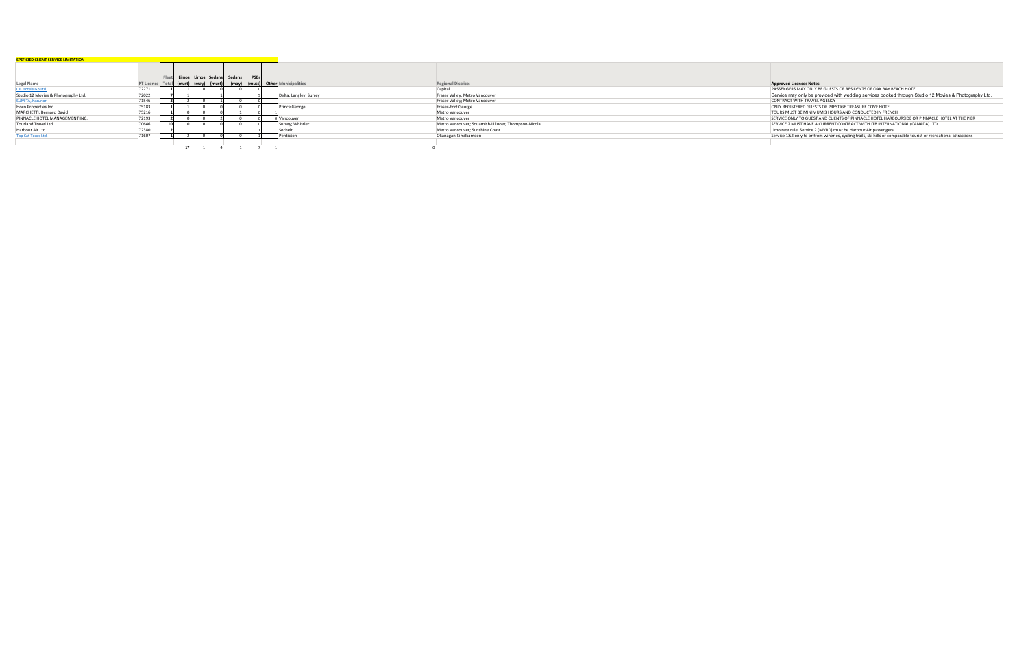**SPEICIED CLIENT SERVICE LIMITATION**

| Legal Name | PT Licence | Fleet Total | Limos (must) | Limos (may) | Sedans (must) | Sedans (may) | PSBs (must) | Other | Municipalities | Regional Districts | Approved Licences Notes |
|---|---|---|---|---|---|---|---|---|---|---|---|
| OB Hotels Gp Ltd. | 72271 | 1 | 1 | 0 | 0 | 0 | 0 | | | Capital | PASSENGERS MAY ONLY BE GUESTS OR RESIDENTS OF OAK BAY BEACH HOTEL |
| Studio 12 Movies & Photography Ltd. | 72022 | 7 | 1 | | 1 | | 5 | | Delta; Langley; Surrey | Fraser Valley; Metro Vancouver | Service may only be provided with wedding services booked through Studio 12 Movies & Photography Ltd. |
| SUMITA, Kazunori | 71546 | 3 | 2 | 0 | 1 | 0 | 0 | | | Fraser Valley; Metro Vancouver | CONTRACT WITH TRAVEL AGENCY |
| Hoco Properties Inc. | 75183 | 1 | 1 | 0 | 0 | 0 | 0 | | Prince George | Fraser-Fort George | ONLY REGISTERED GUESTS OF PRESTIGE TREASURE COVE HOTEL |
| MARCHETTI, Bernard David | 75216 | 1 | 0 | 0 | 0 | 1 | 0 | 1 | | Metro Vancouver | TOURS MUST BE MINIMUM 3 HOURS AND CONDUCTED IN FRENCH |
| PINNACLE HOTEL MANAGEMENT INC. | 72193 | 2 | 0 | 0 | 2 | 0 | 0 | 0 | Vancouver | Metro Vancouver | SERVICE ONLY TO GUEST AND CLIENTS OF PINNACLE HOTEL HARBOURSIDE OR PINNACLE HOTEL AT THE PIER |
| Tourland Travel Ltd. | 70646 | 10 | 10 | 0 | 0 | 0 | 0 | | Surrey; Whistler | Metro Vancouver; Squamish-Lillooet; Thompson-Nicola | SERVICE 2 MUST HAVE A CURRENT CONTRACT WITH JTB INTERNATIONAL (CANADA) LTD. |
| Harbour Air Ltd. | 72380 | 2 | | 1 | | | 1 | | Sechelt | Metro Vancouver; Sunshine Coast | Limo rate rule. Service 2 (MVRD) must be Harbour Air passengers |
| Top Cat Tours Ltd. | 71607 | 1 | 2 | 0 | 0 | 0 | 1 | | Penticton | Okanagan-Similkameen | Service 1&2 only to or from wineries, cycling trails, ski hills or comparable tourist or recreational attractions |
| | | | 17 | 1 | 4 | 1 | 7 | 1 | 0 | | |